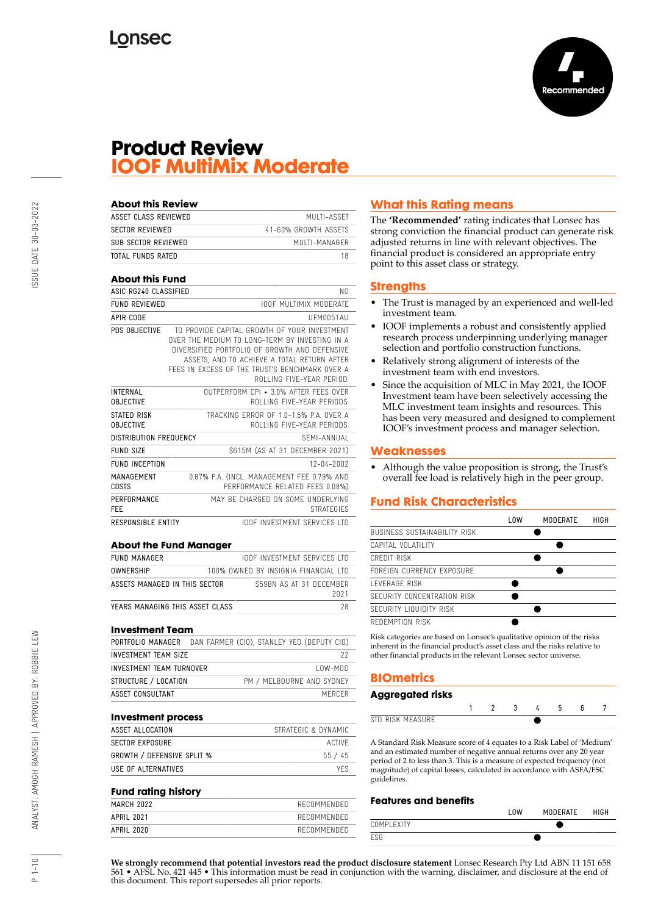Lonsec

Recommended

# Product Review
# IOOF MultiMix Moderate

## About this Review

| | |
|---|---|
| ASSET CLASS REVIEWED | MULTI-ASSET |
| SECTOR REVIEWED | 41-60% GROWTH ASSETS |
| SUB SECTOR REVIEWED | MULTI-MANAGER |
| TOTAL FUNDS RATED | 18 |

## About this Fund

| | |
|---|---|
| ASIC RG240 CLASSIFIED | NO |
| FUND REVIEWED | IOOF MULTIMIX MODERATE |
| APIR CODE | UFM0051AU |
| PDS OBJECTIVE | TO PROVIDE CAPITAL GROWTH OF YOUR INVESTMENT OVER THE MEDIUM TO LONG-TERM BY INVESTING IN A DIVERSIFIED PORTFOLIO OF GROWTH AND DEFENSIVE ASSETS, AND TO ACHIEVE A TOTAL RETURN AFTER FEES IN EXCESS OF THE TRUST'S BENCHMARK OVER A ROLLING FIVE-YEAR PERIOD. |
| INTERNAL OBJECTIVE | OUTPERFORM CPI + 3.0% AFTER FEES OVER ROLLING FIVE-YEAR PERIODS. |
| STATED RISK OBJECTIVE | TRACKING ERROR OF 1.0-1.5% P.A. OVER A ROLLING FIVE-YEAR PERIODS. |
| DISTRIBUTION FREQUENCY | SEMI-ANNUAL |
| FUND SIZE | $615M (AS AT 31 DECEMBER 2021) |
| FUND INCEPTION | 12-04-2002 |
| MANAGEMENT COSTS | 0.87% P.A. (INCL. MANAGEMENT FEE 0.79% AND PERFORMANCE RELATED FEES 0.08%) |
| PERFORMANCE FEE | MAY BE CHARGED ON SOME UNDERLYING STRATEGIES |
| RESPONSIBLE ENTITY | IOOF INVESTMENT SERVICES LTD |

## About the Fund Manager

| | |
|---|---|
| FUND MANAGER | IOOF INVESTMENT SERVICES LTD |
| OWNERSHIP | 100% OWNED BY INSIGNIA FINANCIAL LTD |
| ASSETS MANAGED IN THIS SECTOR | $59BN AS AT 31 DECEMBER 2021 |
| YEARS MANAGING THIS ASSET CLASS | 28 |

## Investment Team

| | |
|---|---|
| PORTFOLIO MANAGER | DAN FARMER (CIO), STANLEY YEO (DEPUTY CIO) |
| INVESTMENT TEAM SIZE | 22 |
| INVESTMENT TEAM TURNOVER | LOW-MOD |
| STRUCTURE / LOCATION | PM / MELBOURNE AND SYDNEY |
| ASSET CONSULTANT | MERCER |

## Investment process

| | |
|---|---|
| ASSET ALLOCATION | STRATEGIC & DYNAMIC |
| SECTOR EXPOSURE | ACTIVE |
| GROWTH / DEFENSIVE SPLIT % | 55 / 45 |
| USE OF ALTERNATIVES | YES |

## Fund rating history

| | |
|---|---|
| MARCH 2022 | RECOMMENDED |
| APRIL 2021 | RECOMMENDED |
| APRIL 2020 | RECOMMENDED |

## What this Rating means

The **'Recommended'** rating indicates that Lonsec has strong conviction the financial product can generate risk adjusted returns in line with relevant objectives. The financial product is considered an appropriate entry point to this asset class or strategy.

## Strengths

- The Trust is managed by an experienced and well-led investment team.
- IOOF implements a robust and consistently applied research process underpinning underlying manager selection and portfolio construction functions.
- Relatively strong alignment of interests of the investment team with end investors.
- Since the acquisition of MLC in May 2021, the IOOF Investment team have been selectively accessing the MLC investment team insights and resources. This has been very measured and designed to complement IOOF's investment process and manager selection.

## Weaknesses

- Although the value proposition is strong, the Trust's overall fee load is relatively high in the peer group.

## Fund Risk Characteristics

| | LOW | | MODERATE | | HIGH |
|---|---|---|---|---|---|
| BUSINESS SUSTAINABILITY RISK | | ● | | | |
| CAPITAL VOLATILITY | | | ● | | |
| CREDIT RISK | | ● | | | |
| FOREIGN CURRENCY EXPOSURE | | | ● | | |
| LEVERAGE RISK | ● | | | | |
| SECURITY CONCENTRATION RISK | ● | | | | |
| SECURITY LIQUIDITY RISK | | ● | | | |
| REDEMPTION RISK | ● | | | | |

Risk categories are based on Lonsec's qualitative opinion of the risks inherent in the financial product's asset class and the risks relative to other financial products in the relevant Lonsec sector universe.

## BIOmetrics

### Aggregated risks

| | 1 | 2 | 3 | 4 | 5 | 6 | 7 |
|---|---|---|---|---|---|---|---|
| STD RISK MEASURE | | | | ● | | | |

A Standard Risk Measure score of 4 equates to a Risk Label of 'Medium' and an estimated number of negative annual returns over any 20 year period of 2 to less than 3. This is a measure of expected frequency (not magnitude) of capital losses, calculated in accordance with ASFA/FSC guidelines.

### Features and benefits

| | LOW | | MODERATE | | HIGH |
|---|---|---|---|---|---|
| COMPLEXITY | | | ● | | |
| ESG | | ● | | | |

**We strongly recommend that potential investors read the product disclosure statement** Lonsec Research Pty Ltd ABN 11 151 658 561 • AFSL No. 421 445 • This information must be read in conjunction with the warning, disclaimer, and disclosure at the end of this document. This report supersedes all prior reports.

ISSUE DATE 30-03-2022

ANALYST: AMOGH RAMESH | APPROVED BY: ROBBIE LEW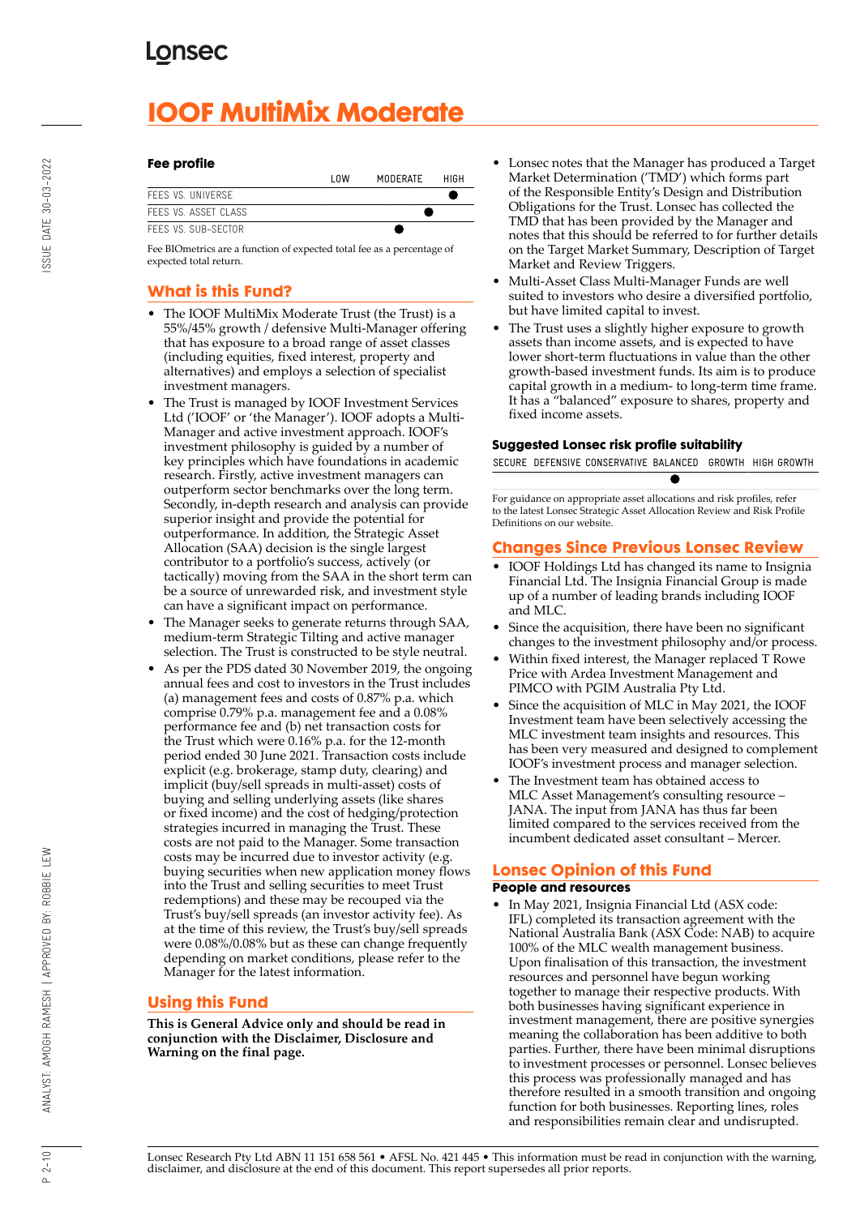# IOOF MultiMix Moderate

### Fee profile

| | LOW | MODERATE | HIGH |
|---|---|---|---|
| FEES VS. UNIVERSE | | | ● |
| FEES VS. ASSET CLASS | | ● | |
| FEES VS. SUB-SECTOR | | ● | |

Fee BIOmetrics are a function of expected total fee as a percentage of expected total return.

## What is this Fund?

- The IOOF MultiMix Moderate Trust (the Trust) is a 55%/45% growth / defensive Multi-Manager offering that has exposure to a broad range of asset classes (including equities, fixed interest, property and alternatives) and employs a selection of specialist investment managers.
- The Trust is managed by IOOF Investment Services Ltd ('IOOF' or 'the Manager'). IOOF adopts a Multi-Manager and active investment approach. IOOF's investment philosophy is guided by a number of key principles which have foundations in academic research. Firstly, active investment managers can outperform sector benchmarks over the long term. Secondly, in-depth research and analysis can provide superior insight and provide the potential for outperformance. In addition, the Strategic Asset Allocation (SAA) decision is the single largest contributor to a portfolio's success, actively (or tactically) moving from the SAA in the short term can be a source of unrewarded risk, and investment style can have a significant impact on performance.
- The Manager seeks to generate returns through SAA, medium-term Strategic Tilting and active manager selection. The Trust is constructed to be style neutral.
- As per the PDS dated 30 November 2019, the ongoing annual fees and cost to investors in the Trust includes (a) management fees and costs of 0.87% p.a. which comprise 0.79% p.a. management fee and a 0.08% performance fee and (b) net transaction costs for the Trust which were 0.16% p.a. for the 12-month period ended 30 June 2021. Transaction costs include explicit (e.g. brokerage, stamp duty, clearing) and implicit (buy/sell spreads in multi-asset) costs of buying and selling underlying assets (like shares or fixed income) and the cost of hedging/protection strategies incurred in managing the Trust. These costs are not paid to the Manager. Some transaction costs may be incurred due to investor activity (e.g. buying securities when new application money flows into the Trust and selling securities to meet Trust redemptions) and these may be recouped via the Trust's buy/sell spreads (an investor activity fee). As at the time of this review, the Trust's buy/sell spreads were 0.08%/0.08% but as these can change frequently depending on market conditions, please refer to the Manager for the latest information.

## Using this Fund

**This is General Advice only and should be read in conjunction with the Disclaimer, Disclosure and Warning on the final page.**

- Lonsec notes that the Manager has produced a Target Market Determination ('TMD') which forms part of the Responsible Entity's Design and Distribution Obligations for the Trust. Lonsec has collected the TMD that has been provided by the Manager and notes that this should be referred to for further details on the Target Market Summary, Description of Target Market and Review Triggers.
- Multi-Asset Class Multi-Manager Funds are well suited to investors who desire a diversified portfolio, but have limited capital to invest.
- The Trust uses a slightly higher exposure to growth assets than income assets, and is expected to have lower short-term fluctuations in value than the other growth-based investment funds. Its aim is to produce capital growth in a medium- to long-term time frame. It has a "balanced" exposure to shares, property and fixed income assets.

### Suggested Lonsec risk profile suitability

| SECURE | DEFENSIVE | CONSERVATIVE | BALANCED | GROWTH | HIGH GROWTH |
|---|---|---|---|---|---|
| | | | | ● | |

For guidance on appropriate asset allocations and risk profiles, refer to the latest Lonsec Strategic Asset Allocation Review and Risk Profile Definitions on our website.

## Changes Since Previous Lonsec Review

- IOOF Holdings Ltd has changed its name to Insignia Financial Ltd. The Insignia Financial Group is made up of a number of leading brands including IOOF and MLC.
- Since the acquisition, there have been no significant changes to the investment philosophy and/or process.
- Within fixed interest, the Manager replaced T Rowe Price with Ardea Investment Management and PIMCO with PGIM Australia Pty Ltd.
- Since the acquisition of MLC in May 2021, the IOOF Investment team have been selectively accessing the MLC investment team insights and resources. This has been very measured and designed to complement IOOF's investment process and manager selection.
- The Investment team has obtained access to MLC Asset Management's consulting resource – JANA. The input from JANA has thus far been limited compared to the services received from the incumbent dedicated asset consultant – Mercer.

## Lonsec Opinion of this Fund

### People and resources

- In May 2021, Insignia Financial Ltd (ASX code: IFL) completed its transaction agreement with the National Australia Bank (ASX Code: NAB) to acquire 100% of the MLC wealth management business. Upon finalisation of this transaction, the investment resources and personnel have begun working together to manage their respective products. With both businesses having significant experience in investment management, there are positive synergies meaning the collaboration has been additive to both parties. Further, there have been minimal disruptions to investment processes or personnel. Lonsec believes this process was professionally managed and has therefore resulted in a smooth transition and ongoing function for both businesses. Reporting lines, roles and responsibilities remain clear and undisrupted.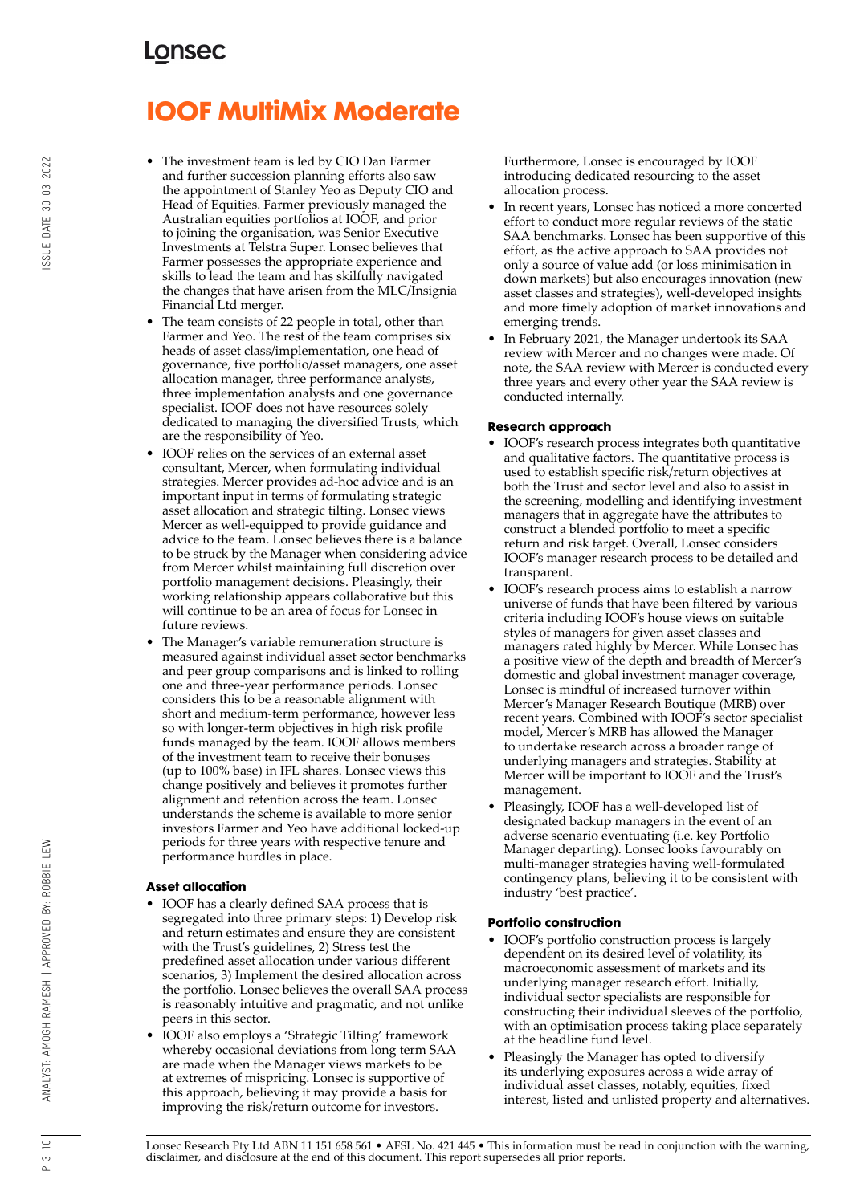# IOOF MultiMix Moderate

- The investment team is led by CIO Dan Farmer and further succession planning efforts also saw the appointment of Stanley Yeo as Deputy CIO and Head of Equities. Farmer previously managed the Australian equities portfolios at IOOF, and prior to joining the organisation, was Senior Executive Investments at Telstra Super. Lonsec believes that Farmer possesses the appropriate experience and skills to lead the team and has skilfully navigated the changes that have arisen from the MLC/Insignia Financial Ltd merger.
- The team consists of 22 people in total, other than Farmer and Yeo. The rest of the team comprises six heads of asset class/implementation, one head of governance, five portfolio/asset managers, one asset allocation manager, three performance analysts, three implementation analysts and one governance specialist. IOOF does not have resources solely dedicated to managing the diversified Trusts, which are the responsibility of Yeo.
- IOOF relies on the services of an external asset consultant, Mercer, when formulating individual strategies. Mercer provides ad-hoc advice and is an important input in terms of formulating strategic asset allocation and strategic tilting. Lonsec views Mercer as well-equipped to provide guidance and advice to the team. Lonsec believes there is a balance to be struck by the Manager when considering advice from Mercer whilst maintaining full discretion over portfolio management decisions. Pleasingly, their working relationship appears collaborative but this will continue to be an area of focus for Lonsec in future reviews.
- The Manager's variable remuneration structure is measured against individual asset sector benchmarks and peer group comparisons and is linked to rolling one and three-year performance periods. Lonsec considers this to be a reasonable alignment with short and medium-term performance, however less so with longer-term objectives in high risk profile funds managed by the team. IOOF allows members of the investment team to receive their bonuses (up to 100% base) in IFL shares. Lonsec views this change positively and believes it promotes further alignment and retention across the team. Lonsec understands the scheme is available to more senior investors Farmer and Yeo have additional locked-up periods for three years with respective tenure and performance hurdles in place.

### Asset allocation

- IOOF has a clearly defined SAA process that is segregated into three primary steps: 1) Develop risk and return estimates and ensure they are consistent with the Trust's guidelines, 2) Stress test the predefined asset allocation under various different scenarios, 3) Implement the desired allocation across the portfolio. Lonsec believes the overall SAA process is reasonably intuitive and pragmatic, and not unlike peers in this sector.
- IOOF also employs a 'Strategic Tilting' framework whereby occasional deviations from long term SAA are made when the Manager views markets to be at extremes of mispricing. Lonsec is supportive of this approach, believing it may provide a basis for improving the risk/return outcome for investors. Furthermore, Lonsec is encouraged by IOOF introducing dedicated resourcing to the asset allocation process.
- In recent years, Lonsec has noticed a more concerted effort to conduct more regular reviews of the static SAA benchmarks. Lonsec has been supportive of this effort, as the active approach to SAA provides not only a source of value add (or loss minimisation in down markets) but also encourages innovation (new asset classes and strategies), well-developed insights and more timely adoption of market innovations and emerging trends.
- In February 2021, the Manager undertook its SAA review with Mercer and no changes were made. Of note, the SAA review with Mercer is conducted every three years and every other year the SAA review is conducted internally.

### Research approach

- IOOF's research process integrates both quantitative and qualitative factors. The quantitative process is used to establish specific risk/return objectives at both the Trust and sector level and also to assist in the screening, modelling and identifying investment managers that in aggregate have the attributes to construct a blended portfolio to meet a specific return and risk target. Overall, Lonsec considers IOOF's manager research process to be detailed and transparent.
- IOOF's research process aims to establish a narrow universe of funds that have been filtered by various criteria including IOOF's house views on suitable styles of managers for given asset classes and managers rated highly by Mercer. While Lonsec has a positive view of the depth and breadth of Mercer's domestic and global investment manager coverage, Lonsec is mindful of increased turnover within Mercer's Manager Research Boutique (MRB) over recent years. Combined with IOOF's sector specialist model, Mercer's MRB has allowed the Manager to undertake research across a broader range of underlying managers and strategies. Stability at Mercer will be important to IOOF and the Trust's management.
- Pleasingly, IOOF has a well-developed list of designated backup managers in the event of an adverse scenario eventuating (i.e. key Portfolio Manager departing). Lonsec looks favourably on multi-manager strategies having well-formulated contingency plans, believing it to be consistent with industry 'best practice'.

### Portfolio construction

- IOOF's portfolio construction process is largely dependent on its desired level of volatility, its macroeconomic assessment of markets and its underlying manager research effort. Initially, individual sector specialists are responsible for constructing their individual sleeves of the portfolio, with an optimisation process taking place separately at the headline fund level.
- Pleasingly the Manager has opted to diversify its underlying exposures across a wide array of individual asset classes, notably, equities, fixed interest, listed and unlisted property and alternatives.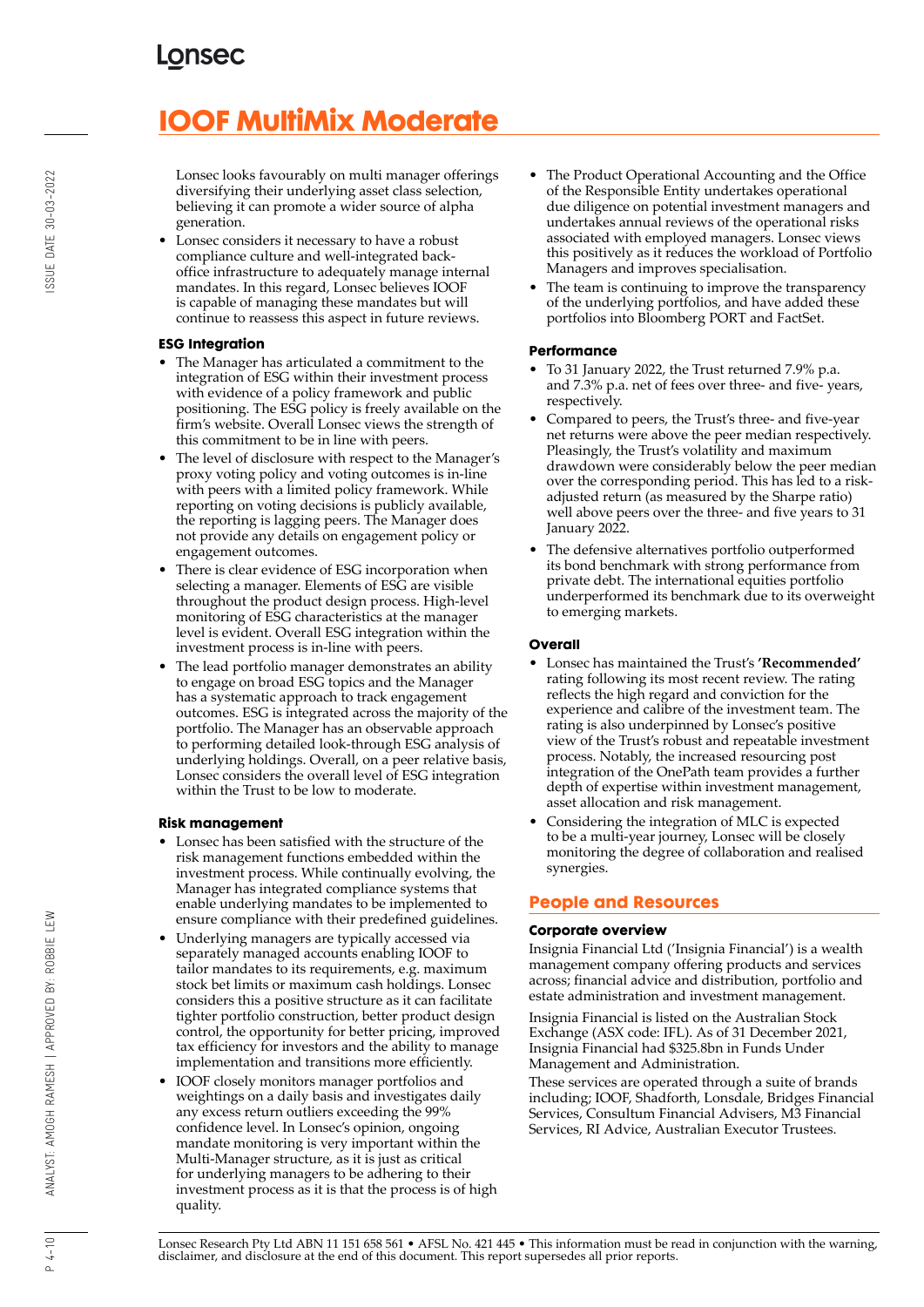# IOOF MultiMix Moderate

Lonsec looks favourably on multi manager offerings diversifying their underlying asset class selection, believing it can promote a wider source of alpha generation.

- Lonsec considers it necessary to have a robust compliance culture and well-integrated back-office infrastructure to adequately manage internal mandates. In this regard, Lonsec believes IOOF is capable of managing these mandates but will continue to reassess this aspect in future reviews.

### ESG Integration

- The Manager has articulated a commitment to the integration of ESG within their investment process with evidence of a policy framework and public positioning. The ESG policy is freely available on the firm's website. Overall Lonsec views the strength of this commitment to be in line with peers.
- The level of disclosure with respect to the Manager's proxy voting policy and voting outcomes is in-line with peers with a limited policy framework. While reporting on voting decisions is publicly available, the reporting is lagging peers. The Manager does not provide any details on engagement policy or engagement outcomes.
- There is clear evidence of ESG incorporation when selecting a manager. Elements of ESG are visible throughout the product design process. High-level monitoring of ESG characteristics at the manager level is evident. Overall ESG integration within the investment process is in-line with peers.
- The lead portfolio manager demonstrates an ability to engage on broad ESG topics and the Manager has a systematic approach to track engagement outcomes. ESG is integrated across the majority of the portfolio. The Manager has an observable approach to performing detailed look-through ESG analysis of underlying holdings. Overall, on a peer relative basis, Lonsec considers the overall level of ESG integration within the Trust to be low to moderate.

### Risk management

- Lonsec has been satisfied with the structure of the risk management functions embedded within the investment process. While continually evolving, the Manager has integrated compliance systems that enable underlying mandates to be implemented to ensure compliance with their predefined guidelines.
- Underlying managers are typically accessed via separately managed accounts enabling IOOF to tailor mandates to its requirements, e.g. maximum stock bet limits or maximum cash holdings. Lonsec considers this a positive structure as it can facilitate tighter portfolio construction, better product design control, the opportunity for better pricing, improved tax efficiency for investors and the ability to manage implementation and transitions more efficiently.
- IOOF closely monitors manager portfolios and weightings on a daily basis and investigates daily any excess return outliers exceeding the 99% confidence level. In Lonsec's opinion, ongoing mandate monitoring is very important within the Multi-Manager structure, as it is just as critical for underlying managers to be adhering to their investment process as it is that the process is of high quality.
- The Product Operational Accounting and the Office of the Responsible Entity undertakes operational due diligence on potential investment managers and undertakes annual reviews of the operational risks associated with employed managers. Lonsec views this positively as it reduces the workload of Portfolio Managers and improves specialisation.
- The team is continuing to improve the transparency of the underlying portfolios, and have added these portfolios into Bloomberg PORT and FactSet.

### Performance

- To 31 January 2022, the Trust returned 7.9% p.a. and 7.3% p.a. net of fees over three- and five- years, respectively.
- Compared to peers, the Trust's three- and five-year net returns were above the peer median respectively. Pleasingly, the Trust's volatility and maximum drawdown were considerably below the peer median over the corresponding period. This has led to a risk-adjusted return (as measured by the Sharpe ratio) well above peers over the three- and five years to 31 January 2022.
- The defensive alternatives portfolio outperformed its bond benchmark with strong performance from private debt. The international equities portfolio underperformed its benchmark due to its overweight to emerging markets.

### Overall

- Lonsec has maintained the Trust's **'Recommended'** rating following its most recent review. The rating reflects the high regard and conviction for the experience and calibre of the investment team. The rating is also underpinned by Lonsec's positive view of the Trust's robust and repeatable investment process. Notably, the increased resourcing post integration of the OnePath team provides a further depth of expertise within investment management, asset allocation and risk management.
- Considering the integration of MLC is expected to be a multi-year journey, Lonsec will be closely monitoring the degree of collaboration and realised synergies.

## People and Resources

### Corporate overview

Insignia Financial Ltd ('Insignia Financial') is a wealth management company offering products and services across; financial advice and distribution, portfolio and estate administration and investment management.

Insignia Financial is listed on the Australian Stock Exchange (ASX code: IFL). As of 31 December 2021, Insignia Financial had $325.8bn in Funds Under Management and Administration.

These services are operated through a suite of brands including; IOOF, Shadforth, Lonsdale, Bridges Financial Services, Consultum Financial Advisers, M3 Financial Services, RI Advice, Australian Executor Trustees.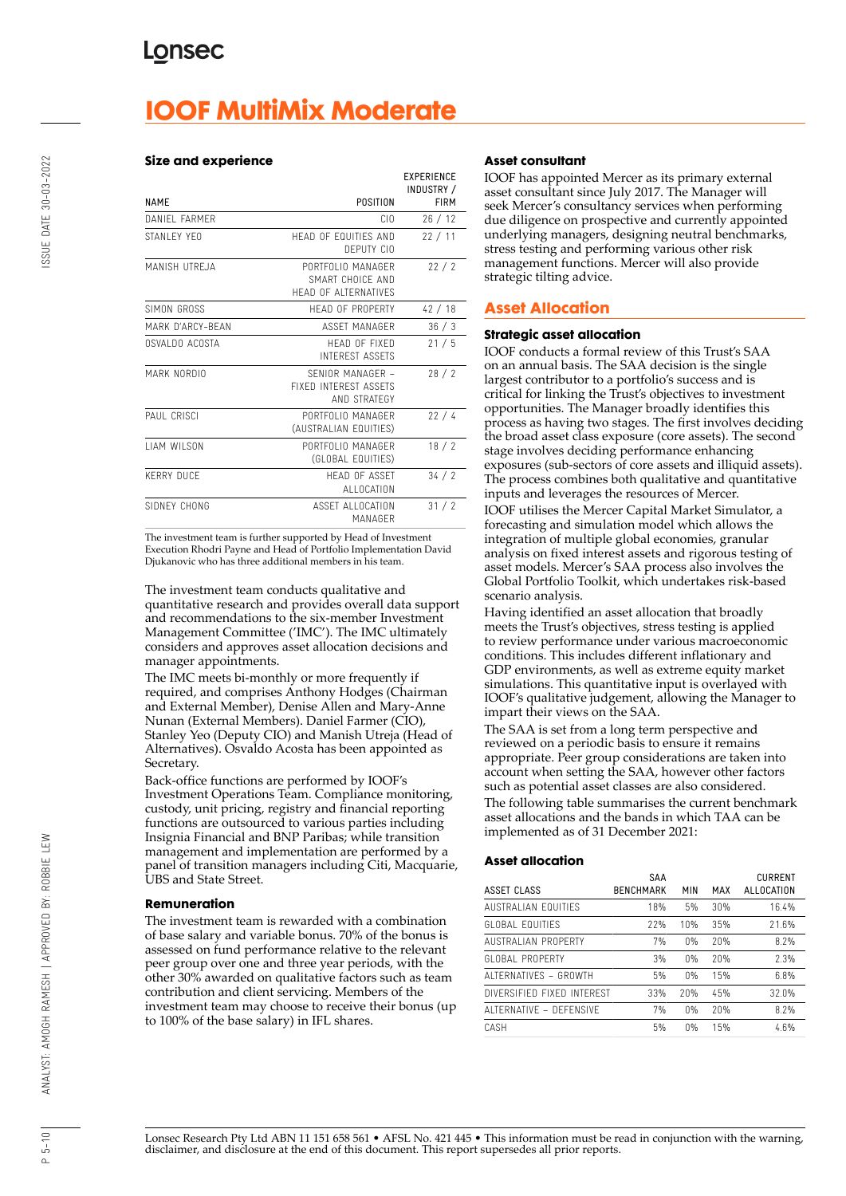# IOOF MultiMix Moderate

### Size and experience

| NAME | POSITION | EXPERIENCE INDUSTRY / FIRM |
|---|---|---|
| DANIEL FARMER | CIO | 26 / 12 |
| STANLEY YEO | HEAD OF EQUITIES AND DEPUTY CIO | 22 / 11 |
| MANISH UTREJA | PORTFOLIO MANAGER SMART CHOICE AND HEAD OF ALTERNATIVES | 22 / 2 |
| SIMON GROSS | HEAD OF PROPERTY | 42 / 18 |
| MARK D'ARCY-BEAN | ASSET MANAGER | 36 / 3 |
| OSVALDO ACOSTA | HEAD OF FIXED INTEREST ASSETS | 21 / 5 |
| MARK NORDIO | SENIOR MANAGER – FIXED INTEREST ASSETS AND STRATEGY | 28 / 2 |
| PAUL CRISCI | PORTFOLIO MANAGER (AUSTRALIAN EQUITIES) | 22 / 4 |
| LIAM WILSON | PORTFOLIO MANAGER (GLOBAL EQUITIES) | 18 / 2 |
| KERRY DUCE | HEAD OF ASSET ALLOCATION | 34 / 2 |
| SIDNEY CHONG | ASSET ALLOCATION MANAGER | 31 / 2 |

The investment team is further supported by Head of Investment Execution Rhodri Payne and Head of Portfolio Implementation David Djukanovic who has three additional members in his team.

The investment team conducts qualitative and quantitative research and provides overall data support and recommendations to the six-member Investment Management Committee ('IMC'). The IMC ultimately considers and approves asset allocation decisions and manager appointments.

The IMC meets bi-monthly or more frequently if required, and comprises Anthony Hodges (Chairman and External Member), Denise Allen and Mary-Anne Nunan (External Members). Daniel Farmer (CIO), Stanley Yeo (Deputy CIO) and Manish Utreja (Head of Alternatives). Osvaldo Acosta has been appointed as Secretary.

Back-office functions are performed by IOOF's Investment Operations Team. Compliance monitoring, custody, unit pricing, registry and financial reporting functions are outsourced to various parties including Insignia Financial and BNP Paribas; while transition management and implementation are performed by a panel of transition managers including Citi, Macquarie, UBS and State Street.

### Remuneration

The investment team is rewarded with a combination of base salary and variable bonus. 70% of the bonus is assessed on fund performance relative to the relevant peer group over one and three year periods, with the other 30% awarded on qualitative factors such as team contribution and client servicing. Members of the investment team may choose to receive their bonus (up to 100% of the base salary) in IFL shares.

### Asset consultant

IOOF has appointed Mercer as its primary external asset consultant since July 2017. The Manager will seek Mercer's consultancy services when performing due diligence on prospective and currently appointed underlying managers, designing neutral benchmarks, stress testing and performing various other risk management functions. Mercer will also provide strategic tilting advice.

## Asset Allocation

### Strategic asset allocation

IOOF conducts a formal review of this Trust's SAA on an annual basis. The SAA decision is the single largest contributor to a portfolio's success and is critical for linking the Trust's objectives to investment opportunities. The Manager broadly identifies this process as having two stages. The first involves deciding the broad asset class exposure (core assets). The second stage involves deciding performance enhancing exposures (sub-sectors of core assets and illiquid assets). The process combines both qualitative and quantitative inputs and leverages the resources of Mercer.

IOOF utilises the Mercer Capital Market Simulator, a forecasting and simulation model which allows the integration of multiple global economies, granular analysis on fixed interest assets and rigorous testing of asset models. Mercer's SAA process also involves the Global Portfolio Toolkit, which undertakes risk-based scenario analysis.

Having identified an asset allocation that broadly meets the Trust's objectives, stress testing is applied to review performance under various macroeconomic conditions. This includes different inflationary and GDP environments, as well as extreme equity market simulations. This quantitative input is overlayed with IOOF's qualitative judgement, allowing the Manager to impart their views on the SAA.

The SAA is set from a long term perspective and reviewed on a periodic basis to ensure it remains appropriate. Peer group considerations are taken into account when setting the SAA, however other factors such as potential asset classes are also considered.

The following table summarises the current benchmark asset allocations and the bands in which TAA can be implemented as of 31 December 2021:

### Asset allocation

| ASSET CLASS | SAA BENCHMARK | MIN | MAX | CURRENT ALLOCATION |
|---|---|---|---|---|
| AUSTRALIAN EQUITIES | 18% | 5% | 30% | 16.4% |
| GLOBAL EQUITIES | 22% | 10% | 35% | 21.6% |
| AUSTRALIAN PROPERTY | 7% | 0% | 20% | 8.2% |
| GLOBAL PROPERTY | 3% | 0% | 20% | 2.3% |
| ALTERNATIVES – GROWTH | 5% | 0% | 15% | 6.8% |
| DIVERSIFIED FIXED INTEREST | 33% | 20% | 45% | 32.0% |
| ALTERNATIVE – DEFENSIVE | 7% | 0% | 20% | 8.2% |
| CASH | 5% | 0% | 15% | 4.6% |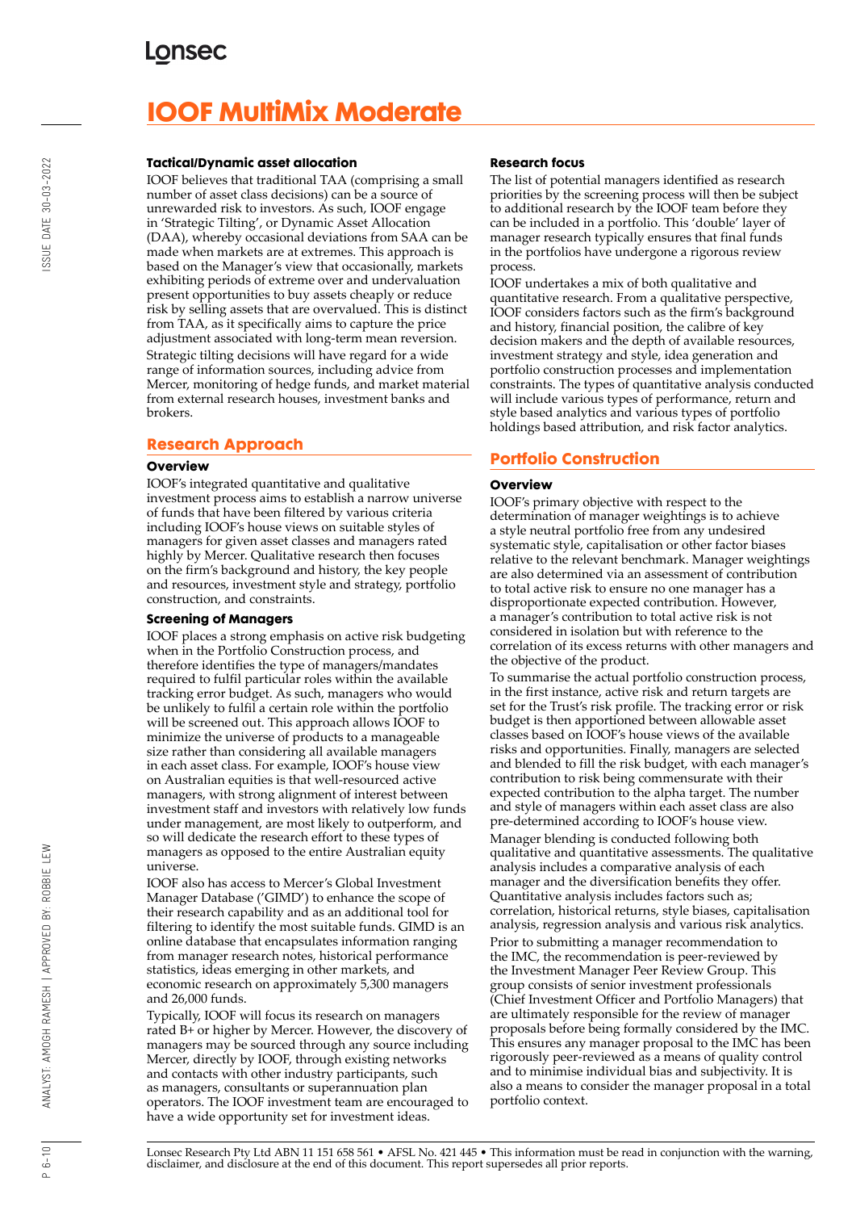# IOOF MultiMix Moderate

### Tactical/Dynamic asset allocation

IOOF believes that traditional TAA (comprising a small number of asset class decisions) can be a source of unrewarded risk to investors. As such, IOOF engage in 'Strategic Tilting', or Dynamic Asset Allocation (DAA), whereby occasional deviations from SAA can be made when markets are at extremes. This approach is based on the Manager's view that occasionally, markets exhibiting periods of extreme over and undervaluation present opportunities to buy assets cheaply or reduce risk by selling assets that are overvalued. This is distinct from TAA, as it specifically aims to capture the price adjustment associated with long-term mean reversion.

Strategic tilting decisions will have regard for a wide range of information sources, including advice from Mercer, monitoring of hedge funds, and market material from external research houses, investment banks and brokers.

## Research Approach

### Overview

IOOF's integrated quantitative and qualitative investment process aims to establish a narrow universe of funds that have been filtered by various criteria including IOOF's house views on suitable styles of managers for given asset classes and managers rated highly by Mercer. Qualitative research then focuses on the firm's background and history, the key people and resources, investment style and strategy, portfolio construction, and constraints.

### Screening of Managers

IOOF places a strong emphasis on active risk budgeting when in the Portfolio Construction process, and therefore identifies the type of managers/mandates required to fulfil particular roles within the available tracking error budget. As such, managers who would be unlikely to fulfil a certain role within the portfolio will be screened out. This approach allows IOOF to minimize the universe of products to a manageable size rather than considering all available managers in each asset class. For example, IOOF's house view on Australian equities is that well-resourced active managers, with strong alignment of interest between investment staff and investors with relatively low funds under management, are most likely to outperform, and so will dedicate the research effort to these types of managers as opposed to the entire Australian equity universe.

IOOF also has access to Mercer's Global Investment Manager Database ('GIMD') to enhance the scope of their research capability and as an additional tool for filtering to identify the most suitable funds. GIMD is an online database that encapsulates information ranging from manager research notes, historical performance statistics, ideas emerging in other markets, and economic research on approximately 5,300 managers and 26,000 funds.

Typically, IOOF will focus its research on managers rated B+ or higher by Mercer. However, the discovery of managers may be sourced through any source including Mercer, directly by IOOF, through existing networks and contacts with other industry participants, such as managers, consultants or superannuation plan operators. The IOOF investment team are encouraged to have a wide opportunity set for investment ideas.

### Research focus

The list of potential managers identified as research priorities by the screening process will then be subject to additional research by the IOOF team before they can be included in a portfolio. This 'double' layer of manager research typically ensures that final funds in the portfolios have undergone a rigorous review process.

IOOF undertakes a mix of both qualitative and quantitative research. From a qualitative perspective, IOOF considers factors such as the firm's background and history, financial position, the calibre of key decision makers and the depth of available resources, investment strategy and style, idea generation and portfolio construction processes and implementation constraints. The types of quantitative analysis conducted will include various types of performance, return and style based analytics and various types of portfolio holdings based attribution, and risk factor analytics.

## Portfolio Construction

### Overview

IOOF's primary objective with respect to the determination of manager weightings is to achieve a style neutral portfolio free from any undesired systematic style, capitalisation or other factor biases relative to the relevant benchmark. Manager weightings are also determined via an assessment of contribution to total active risk to ensure no one manager has a disproportionate expected contribution. However, a manager's contribution to total active risk is not considered in isolation but with reference to the correlation of its excess returns with other managers and the objective of the product.

To summarise the actual portfolio construction process, in the first instance, active risk and return targets are set for the Trust's risk profile. The tracking error or risk budget is then apportioned between allowable asset classes based on IOOF's house views of the available risks and opportunities. Finally, managers are selected and blended to fill the risk budget, with each manager's contribution to risk being commensurate with their expected contribution to the alpha target. The number and style of managers within each asset class are also pre-determined according to IOOF's house view.

Manager blending is conducted following both qualitative and quantitative assessments. The qualitative analysis includes a comparative analysis of each manager and the diversification benefits they offer. Quantitative analysis includes factors such as; correlation, historical returns, style biases, capitalisation analysis, regression analysis and various risk analytics.

Prior to submitting a manager recommendation to the IMC, the recommendation is peer-reviewed by the Investment Manager Peer Review Group. This group consists of senior investment professionals (Chief Investment Officer and Portfolio Managers) that are ultimately responsible for the review of manager proposals before being formally considered by the IMC. This ensures any manager proposal to the IMC has been rigorously peer-reviewed as a means of quality control and to minimise individual bias and subjectivity. It is also a means to consider the manager proposal in a total portfolio context.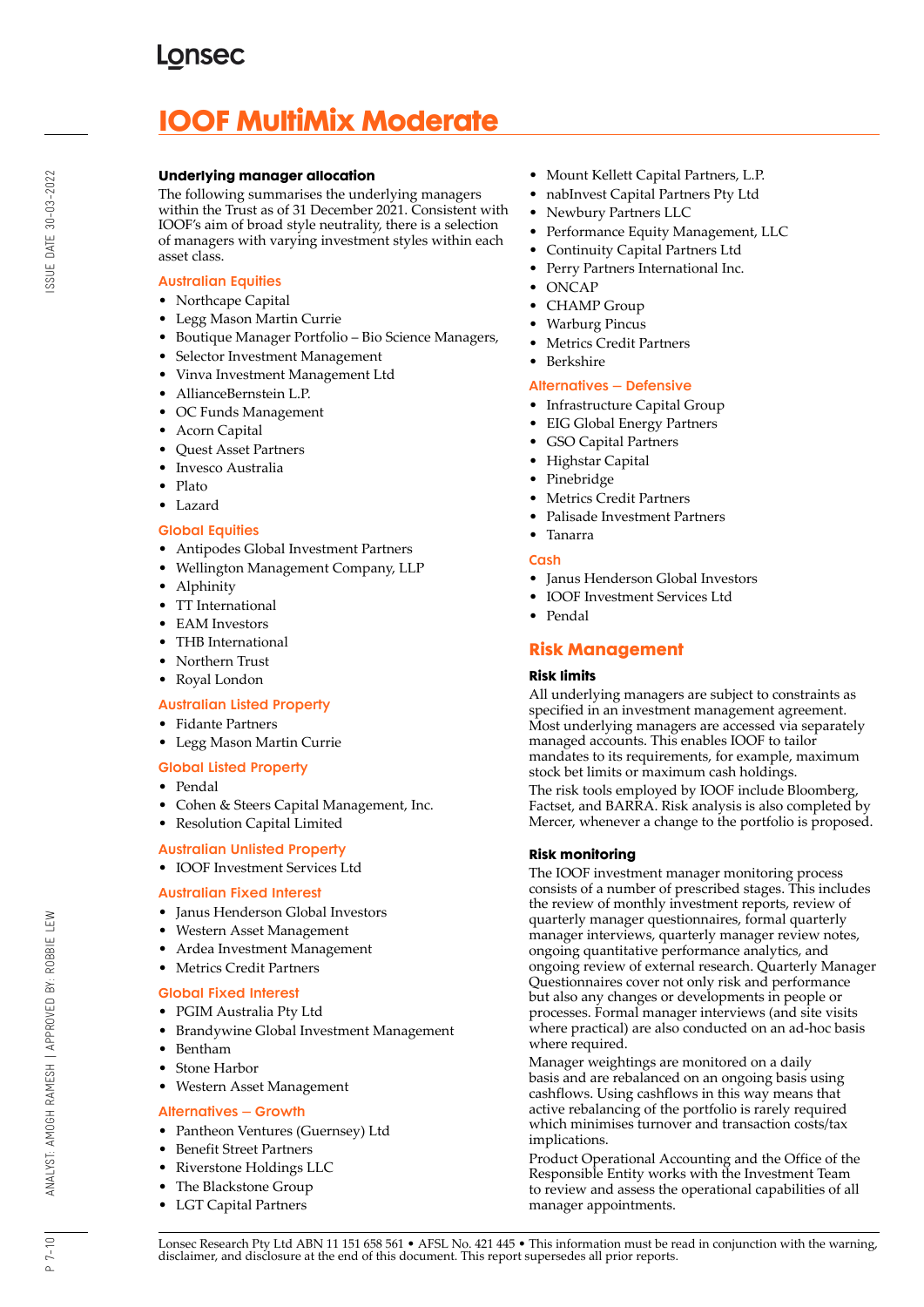# IOOF MultiMix Moderate

### Underlying manager allocation

The following summarises the underlying managers within the Trust as of 31 December 2021. Consistent with IOOF's aim of broad style neutrality, there is a selection of managers with varying investment styles within each asset class.

#### Australian Equities

- Northcape Capital
- Legg Mason Martin Currie
- Boutique Manager Portfolio – Bio Science Managers,
- Selector Investment Management
- Vinva Investment Management Ltd
- AllianceBernstein L.P.
- OC Funds Management
- Acorn Capital
- Quest Asset Partners
- Invesco Australia
- Plato
- Lazard

#### Global Equities

- Antipodes Global Investment Partners
- Wellington Management Company, LLP
- Alphinity
- TT International
- EAM Investors
- THB International
- Northern Trust
- Royal London

#### Australian Listed Property

- Fidante Partners
- Legg Mason Martin Currie

#### Global Listed Property

- Pendal
- Cohen & Steers Capital Management, Inc.
- Resolution Capital Limited

#### Australian Unlisted Property

- IOOF Investment Services Ltd

#### Australian Fixed Interest

- Janus Henderson Global Investors
- Western Asset Management
- Ardea Investment Management
- Metrics Credit Partners

#### Global Fixed Interest

- PGIM Australia Pty Ltd
- Brandywine Global Investment Management
- Bentham
- Stone Harbor
- Western Asset Management

#### Alternatives – Growth

- Pantheon Ventures (Guernsey) Ltd
- Benefit Street Partners
- Riverstone Holdings LLC
- The Blackstone Group
- LGT Capital Partners
- Mount Kellett Capital Partners, L.P.
- nabInvest Capital Partners Pty Ltd
- Newbury Partners LLC
- Performance Equity Management, LLC
- Continuity Capital Partners Ltd
- Perry Partners International Inc.
- ONCAP
- CHAMP Group
- Warburg Pincus
- Metrics Credit Partners
- Berkshire

#### Alternatives – Defensive

- Infrastructure Capital Group
- EIG Global Energy Partners
- GSO Capital Partners
- Highstar Capital
- Pinebridge
- Metrics Credit Partners
- Palisade Investment Partners
- Tanarra

#### Cash

- Janus Henderson Global Investors
- IOOF Investment Services Ltd
- Pendal

## Risk Management

### Risk limits

All underlying managers are subject to constraints as specified in an investment management agreement. Most underlying managers are accessed via separately managed accounts. This enables IOOF to tailor mandates to its requirements, for example, maximum stock bet limits or maximum cash holdings.

The risk tools employed by IOOF include Bloomberg, Factset, and BARRA. Risk analysis is also completed by Mercer, whenever a change to the portfolio is proposed.

### Risk monitoring

The IOOF investment manager monitoring process consists of a number of prescribed stages. This includes the review of monthly investment reports, review of quarterly manager questionnaires, formal quarterly manager interviews, quarterly manager review notes, ongoing quantitative performance analytics, and ongoing review of external research. Quarterly Manager Questionnaires cover not only risk and performance but also any changes or developments in people or processes. Formal manager interviews (and site visits where practical) are also conducted on an ad-hoc basis where required.

Manager weightings are monitored on a daily basis and are rebalanced on an ongoing basis using cashflows. Using cashflows in this way means that active rebalancing of the portfolio is rarely required which minimises turnover and transaction costs/tax implications.

Product Operational Accounting and the Office of the Responsible Entity works with the Investment Team to review and assess the operational capabilities of all manager appointments.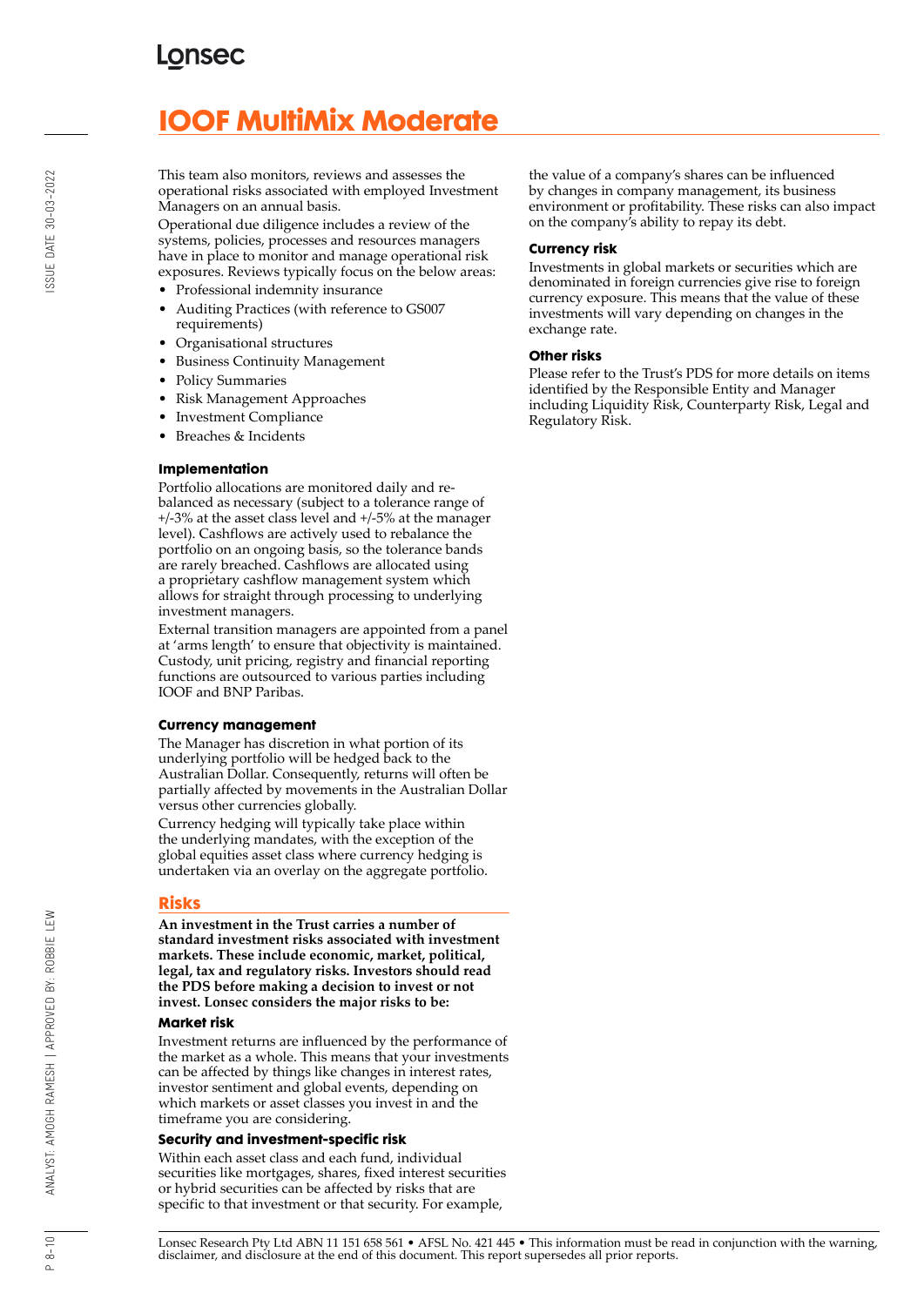This team also monitors, reviews and assesses the operational risks associated with employed Investment Managers on an annual basis.

Operational due diligence includes a review of the systems, policies, processes and resources managers have in place to monitor and manage operational risk exposures. Reviews typically focus on the below areas:

- Professional indemnity insurance
- Auditing Practices (with reference to GS007 requirements)
- Organisational structures
- Business Continuity Management
- Policy Summaries
- Risk Management Approaches
- Investment Compliance
- Breaches & Incidents

### Implementation

Portfolio allocations are monitored daily and re-balanced as necessary (subject to a tolerance range of +/-3% at the asset class level and +/-5% at the manager level). Cashflows are actively used to rebalance the portfolio on an ongoing basis, so the tolerance bands are rarely breached. Cashflows are allocated using a proprietary cashflow management system which allows for straight through processing to underlying investment managers.

External transition managers are appointed from a panel at 'arms length' to ensure that objectivity is maintained. Custody, unit pricing, registry and financial reporting functions are outsourced to various parties including IOOF and BNP Paribas.

### Currency management

The Manager has discretion in what portion of its underlying portfolio will be hedged back to the Australian Dollar. Consequently, returns will often be partially affected by movements in the Australian Dollar versus other currencies globally.

Currency hedging will typically take place within the underlying mandates, with the exception of the global equities asset class where currency hedging is undertaken via an overlay on the aggregate portfolio.

## Risks

**An investment in the Trust carries a number of standard investment risks associated with investment markets. These include economic, market, political, legal, tax and regulatory risks. Investors should read the PDS before making a decision to invest or not invest. Lonsec considers the major risks to be:**

### Market risk

Investment returns are influenced by the performance of the market as a whole. This means that your investments can be affected by things like changes in interest rates, investor sentiment and global events, depending on which markets or asset classes you invest in and the timeframe you are considering.

### Security and investment-specific risk

Within each asset class and each fund, individual securities like mortgages, shares, fixed interest securities or hybrid securities can be affected by risks that are specific to that investment or that security. For example, the value of a company's shares can be influenced by changes in company management, its business environment or profitability. These risks can also impact on the company's ability to repay its debt.

### Currency risk

Investments in global markets or securities which are denominated in foreign currencies give rise to foreign currency exposure. This means that the value of these investments will vary depending on changes in the exchange rate.

### Other risks

Please refer to the Trust's PDS for more details on items identified by the Responsible Entity and Manager including Liquidity Risk, Counterparty Risk, Legal and Regulatory Risk.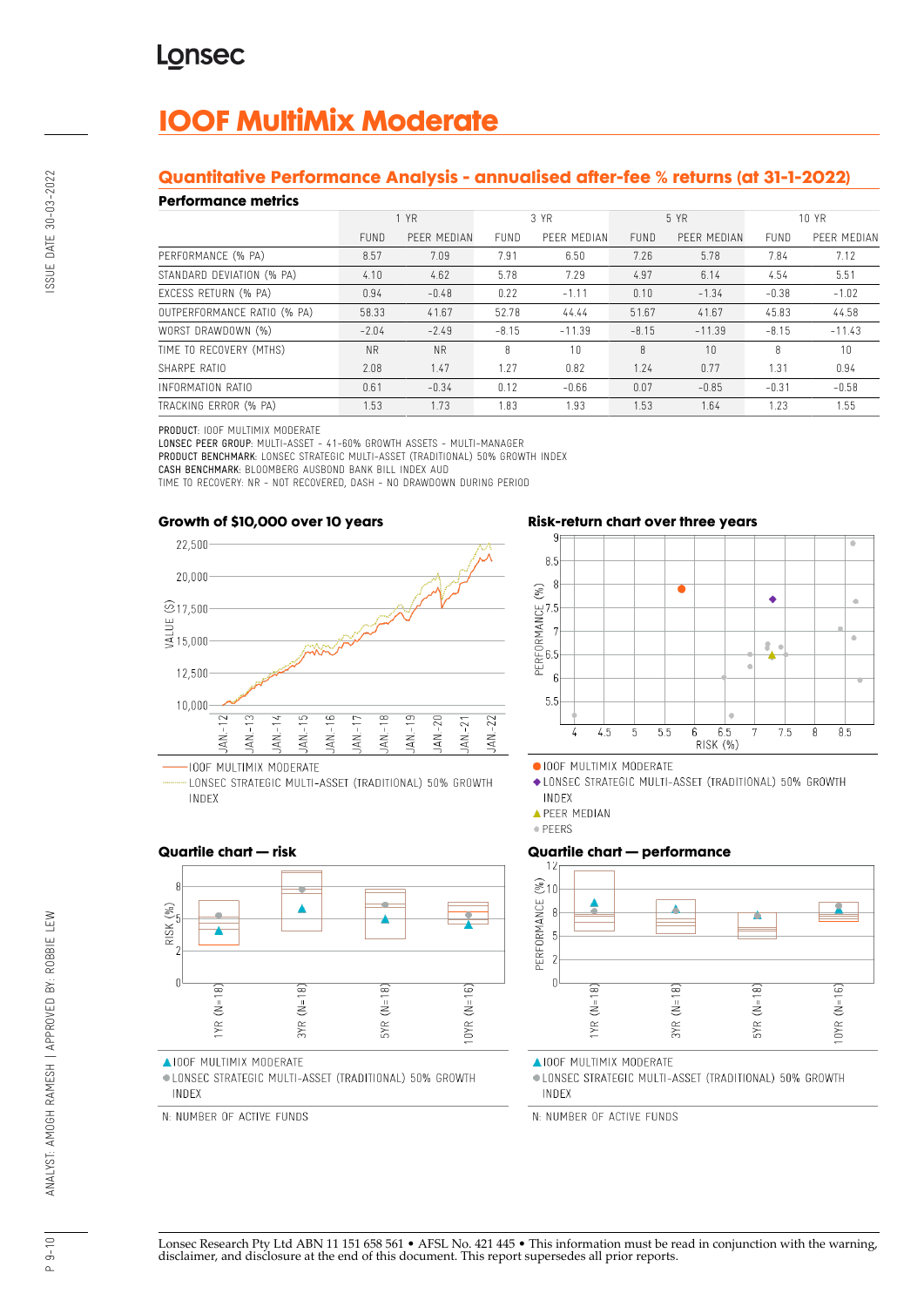# IOOF MultiMix Moderate

## Quantitative Performance Analysis - annualised after-fee % returns (at 31-1-2022)

### Performance metrics

| | 1 YR | | 3 YR | | 5 YR | | 10 YR | |
|---|---|---|---|---|---|---|---|---|
| | FUND | PEER MEDIAN | FUND | PEER MEDIAN | FUND | PEER MEDIAN | FUND | PEER MEDIAN |
| PERFORMANCE (% PA) | 8.57 | 7.09 | 7.91 | 6.50 | 7.26 | 5.78 | 7.84 | 7.12 |
| STANDARD DEVIATION (% PA) | 4.10 | 4.62 | 5.78 | 7.29 | 4.97 | 6.14 | 4.54 | 5.51 |
| EXCESS RETURN (% PA) | 0.94 | -0.48 | 0.22 | -1.11 | 0.10 | -1.34 | -0.38 | -1.02 |
| OUTPERFORMANCE RATIO (% PA) | 58.33 | 41.67 | 52.78 | 44.44 | 51.67 | 41.67 | 45.83 | 44.58 |
| WORST DRAWDOWN (%) | -2.04 | -2.49 | -8.15 | -11.39 | -8.15 | -11.39 | -8.15 | -11.43 |
| TIME TO RECOVERY (MTHS) | NR | NR | 8 | 10 | 8 | 10 | 8 | 10 |
| SHARPE RATIO | 2.08 | 1.47 | 1.27 | 0.82 | 1.24 | 0.77 | 1.31 | 0.94 |
| INFORMATION RATIO | 0.61 | -0.34 | 0.12 | -0.66 | 0.07 | -0.85 | -0.31 | -0.58 |
| TRACKING ERROR (% PA) | 1.53 | 1.73 | 1.83 | 1.93 | 1.53 | 1.64 | 1.23 | 1.55 |

**PRODUCT:** IOOF MULTIMIX MODERATE
**LONSEC PEER GROUP:** MULTI-ASSET - 41-60% GROWTH ASSETS - MULTI-MANAGER
**PRODUCT BENCHMARK:** LONSEC STRATEGIC MULTI-ASSET (TRADITIONAL) 50% GROWTH INDEX
**CASH BENCHMARK:** BLOOMBERG AUSBOND BANK BILL INDEX AUD
TIME TO RECOVERY: NR - NOT RECOVERED, DASH - NO DRAWDOWN DURING PERIOD

### Growth of $10,000 over 10 years

IOOF MULTIMIX MODERATE
LONSEC STRATEGIC MULTI-ASSET (TRADITIONAL) 50% GROWTH INDEX

### Risk-return chart over three years

IOOF MULTIMIX MODERATE
LONSEC STRATEGIC MULTI-ASSET (TRADITIONAL) 50% GROWTH INDEX
PEER MEDIAN
PEERS

### Quartile chart — risk

IOOF MULTIMIX MODERATE
LONSEC STRATEGIC MULTI-ASSET (TRADITIONAL) 50% GROWTH INDEX

N: NUMBER OF ACTIVE FUNDS

### Quartile chart — performance

IOOF MULTIMIX MODERATE
LONSEC STRATEGIC MULTI-ASSET (TRADITIONAL) 50% GROWTH INDEX

N: NUMBER OF ACTIVE FUNDS

Lonsec Research Pty Ltd ABN 11 151 658 561 • AFSL No. 421 445 • This information must be read in conjunction with the warning, disclaimer, and disclosure at the end of this document. This report supersedes all prior reports.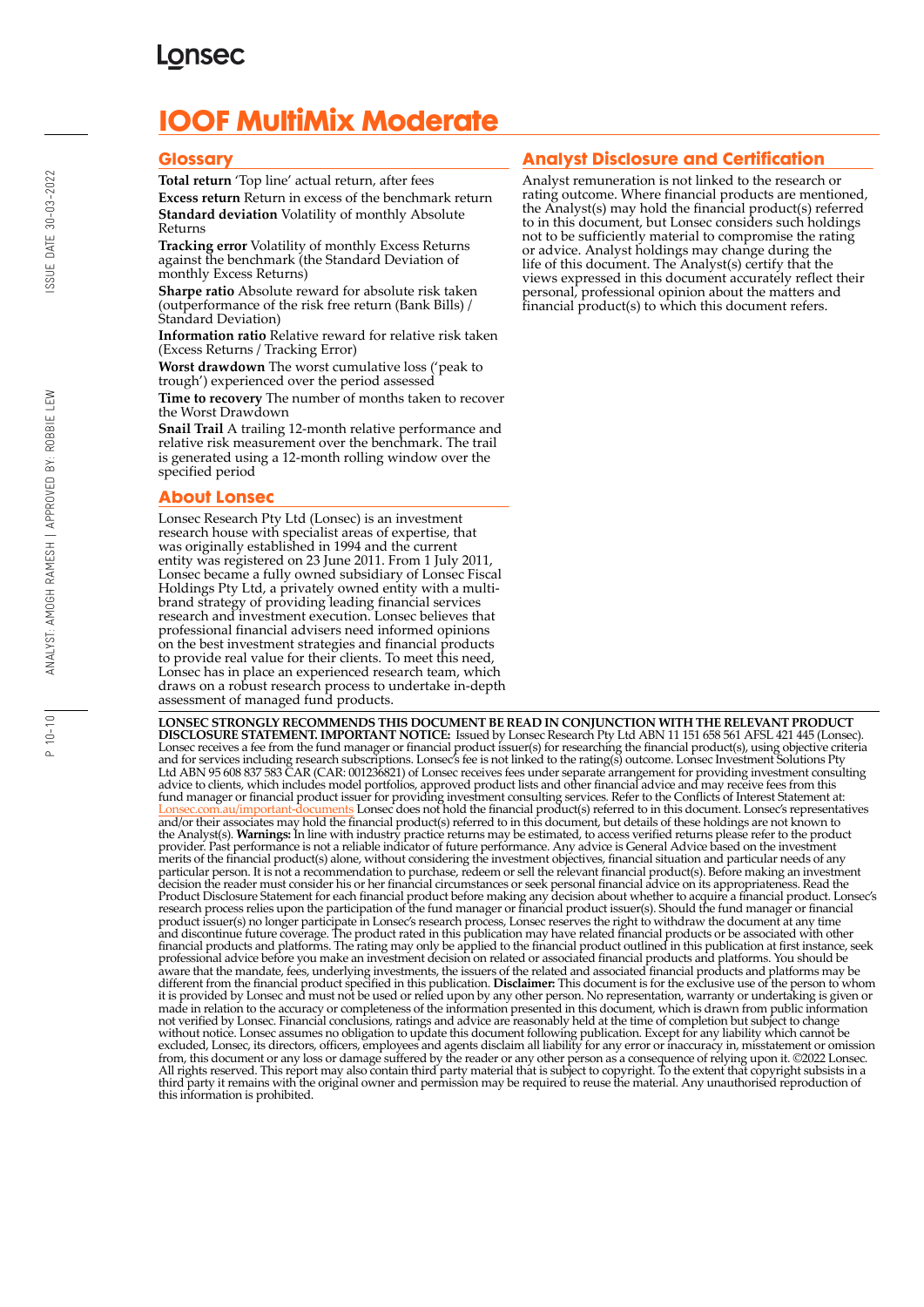# IOOF MultiMix Moderate

## Glossary

**Total return** 'Top line' actual return, after fees

**Excess return** Return in excess of the benchmark return

**Standard deviation** Volatility of monthly Absolute Returns

**Tracking error** Volatility of monthly Excess Returns against the benchmark (the Standard Deviation of monthly Excess Returns)

**Sharpe ratio** Absolute reward for absolute risk taken (outperformance of the risk free return (Bank Bills) / Standard Deviation)

**Information ratio** Relative reward for relative risk taken (Excess Returns / Tracking Error)

**Worst drawdown** The worst cumulative loss ('peak to trough') experienced over the period assessed

**Time to recovery** The number of months taken to recover the Worst Drawdown

**Snail Trail** A trailing 12-month relative performance and relative risk measurement over the benchmark. The trail is generated using a 12-month rolling window over the specified period

## About Lonsec

Lonsec Research Pty Ltd (Lonsec) is an investment research house with specialist areas of expertise, that was originally established in 1994 and the current entity was registered on 23 June 2011. From 1 July 2011, Lonsec became a fully owned subsidiary of Lonsec Fiscal Holdings Pty Ltd, a privately owned entity with a multi-brand strategy of providing leading financial services research and investment execution. Lonsec believes that professional financial advisers need informed opinions on the best investment strategies and financial products to provide real value for their clients. To meet this need, Lonsec has in place an experienced research team, which draws on a robust research process to undertake in-depth assessment of managed fund products.

## Analyst Disclosure and Certification

Analyst remuneration is not linked to the research or rating outcome. Where financial products are mentioned, the Analyst(s) may hold the financial product(s) referred to in this document, but Lonsec considers such holdings not to be sufficiently material to compromise the rating or advice. Analyst holdings may change during the life of this document. The Analyst(s) certify that the views expressed in this document accurately reflect their personal, professional opinion about the matters and financial product(s) to which this document refers.

**LONSEC STRONGLY RECOMMENDS THIS DOCUMENT BE READ IN CONJUNCTION WITH THE RELEVANT PRODUCT DISCLOSURE STATEMENT. IMPORTANT NOTICE:** Issued by Lonsec Research Pty Ltd ABN 11 151 658 561 AFSL 421 445 (Lonsec). Lonsec receives a fee from the fund manager or financial product issuer(s) for researching the financial product(s), using objective criteria and for services including research subscriptions. Lonsec's fee is not linked to the rating(s) outcome. Lonsec Investment Solutions Pty Ltd ABN 95 608 837 583 CAR (CAR: 001236821) of Lonsec receives fees under separate arrangement for providing investment consulting advice to clients, which includes model portfolios, approved product lists and other financial advice and may receive fees from this fund manager or financial product issuer for providing investment consulting services. Refer to the Conflicts of Interest Statement at: Lonsec.com.au/important-documents Lonsec does not hold the financial product(s) referred to in this document. Lonsec's representatives and/or their associates may hold the financial product(s) referred to in this document, but details of these holdings are not known to the Analyst(s). **Warnings:** In line with industry practice returns may be estimated, to access verified returns please refer to the product provider. Past performance is not a reliable indicator of future performance. Any advice is General Advice based on the investment merits of the financial product(s) alone, without considering the investment objectives, financial situation and particular needs of any particular person. It is not a recommendation to purchase, redeem or sell the relevant financial product(s). Before making an investment decision the reader must consider his or her financial circumstances or seek personal financial advice on its appropriateness. Read the Product Disclosure Statement for each financial product before making any decision about whether to acquire a financial product. Lonsec's research process relies upon the participation of the fund manager or financial product issuer(s). Should the fund manager or financial product issuer(s) no longer participate in Lonsec's research process, Lonsec reserves the right to withdraw the document at any time and discontinue future coverage. The product rated in this publication may have related financial products or be associated with other financial products and platforms. The rating may only be applied to the financial product outlined in this publication at first instance, seek professional advice before you make an investment decision on related or associated financial products and platforms. You should be aware that the mandate, fees, underlying investments, the issuers of the related and associated financial products and platforms may be different from the financial product specified in this publication. **Disclaimer:** This document is for the exclusive use of the person to whom it is provided by Lonsec and must not be used or relied upon by any other person. No representation, warranty or undertaking is given or made in relation to the accuracy or completeness of the information presented in this document, which is drawn from public information not verified by Lonsec. Financial conclusions, ratings and advice are reasonably held at the time of completion but subject to change without notice. Lonsec assumes no obligation to update this document following publication. Except for any liability which cannot be excluded, Lonsec, its directors, officers, employees and agents disclaim all liability for any error or inaccuracy in, misstatement or omission from, this document or any loss or damage suffered by the reader or any other person as a consequence of relying upon it. ©2022 Lonsec. All rights reserved. This report may also contain third party material that is subject to copyright. To the extent that copyright subsists in a third party it remains with the original owner and permission may be required to reuse the material. Any unauthorised reproduction of this information is prohibited.